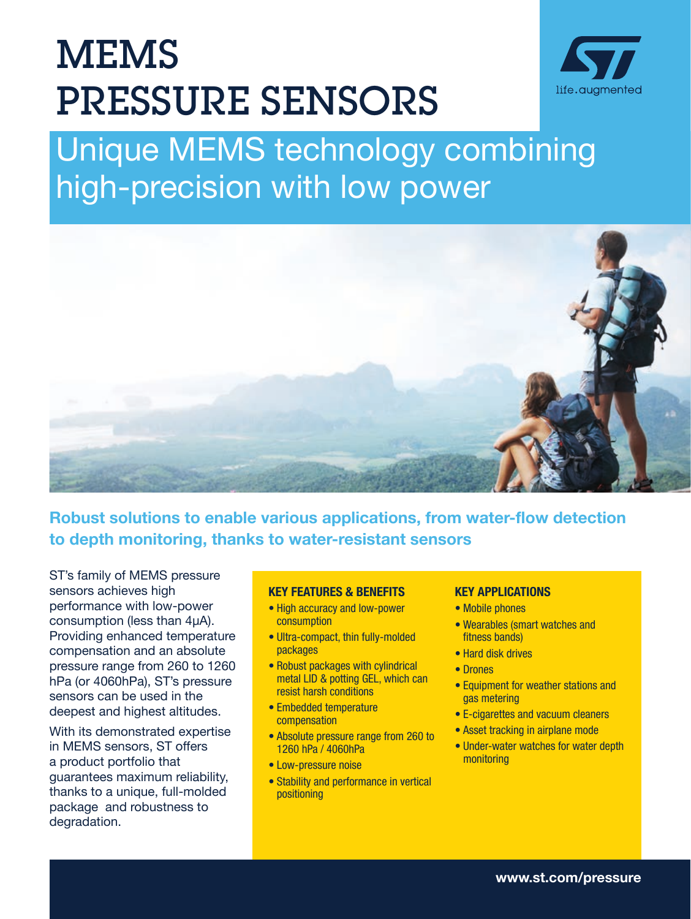# MEMS PRESSURE SENSORS

## Unique MEMS technology combining high-precision with low power

### Robust solutions to enable various applications, from water-flow detection to depth monitoring, thanks to water-resistant sensors

ST's family of MEMS pressure sensors achieves high performance with low-power consumption (less than 4µA). Providing enhanced temperature compensation and an absolute pressure range from 260 to 1260 hPa (or 4060hPa), ST's pressure sensors can be used in the deepest and highest altitudes.

With its demonstrated expertise in MEMS sensors, ST offers a product portfolio that guarantees maximum reliability, thanks to a unique, full-molded package and robustness to degradation.

#### KEY FEATURES & BENEFITS

- High accuracy and low-power consumption
- Ultra-compact, thin fully-molded packages
- Robust packages with cylindrical metal LID & potting GEL, which can resist harsh conditions
- Embedded temperature compensation
- Absolute pressure range from 260 to 1260 hPa / 4060hPa
- Low-pressure noise
- Stability and performance in vertical positioning

#### KEY APPLICATIONS

- Mobile phones
- Wearables (smart watches and fitness bands)
- Hard disk drives
- Drones
- Equipment for weather stations and gas metering
- E-cigarettes and vacuum cleaners
- Asset tracking in airplane mode
- Under-water watches for water depth monitoring

**www.st.com/pressure**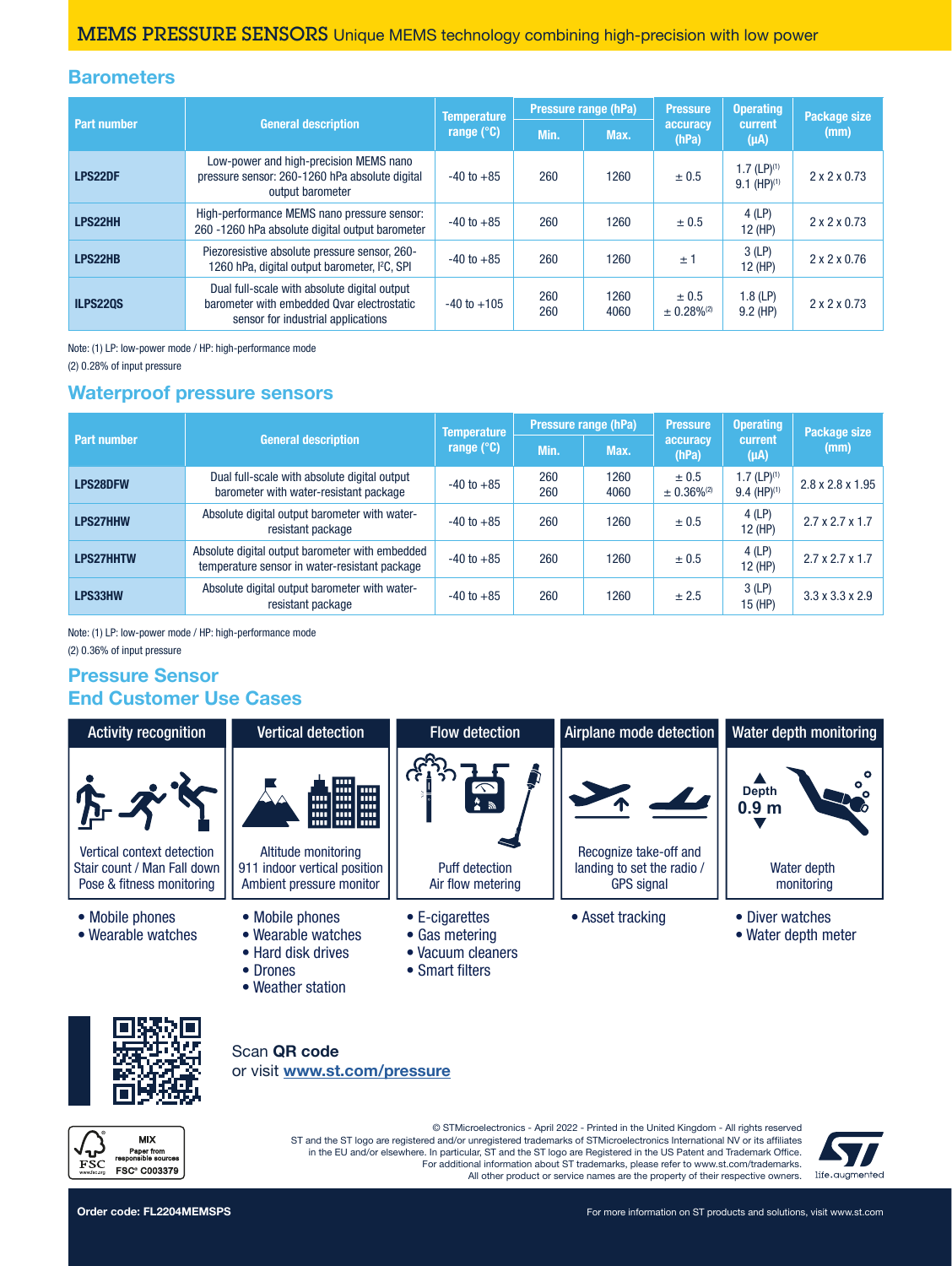# MEMS PRESSURE SENSORS Unique MEMS technology combining high-precision with low power

## Barometers

| Part number | General description | Temperature range (°C) | Pressure range (hPa) | | Pressure accuracy (hPa) | Operating current (µA) | Package size (mm) |
|---|---|---|---|---|---|---|---|
| | | | Min. | Max. | | | |
| LPS22DF | Low-power and high-precision MEMS nano pressure sensor: 260-1260 hPa absolute digital output barometer | -40 to +85 | 260 | 1260 | ± 0.5 | 1.7 (LP)[1] 9.1 (HP)[1] | 2 x 2 x 0.73 |
| LPS22HH | High-performance MEMS nano pressure sensor: 260 -1260 hPa absolute digital output barometer | -40 to +85 | 260 | 1260 | ± 0.5 | 4 (LP) 12 (HP) | 2 x 2 x 0.73 |
| LPS22HB | Piezoresistive absolute pressure sensor, 260-1260 hPa, digital output barometer, I²C, SPI | -40 to +85 | 260 | 1260 | ± 1 | 3 (LP) 12 (HP) | 2 x 2 x 0.76 |
| ILPS22QS | Dual full-scale with absolute digital output barometer with embedded Qvar electrostatic sensor for industrial applications | -40 to +105 | 260 260 | 1260 4060 | ± 0.5 ± 0.28%[2] | 1.8 (LP) 9.2 (HP) | 2 x 2 x 0.73 |

Note: (1) LP: low-power mode / HP: high-performance mode
(2) 0.28% of input pressure

## Waterproof pressure sensors

| Part number | General description | Temperature range (°C) | Pressure range (hPa) | | Pressure accuracy (hPa) | Operating current (µA) | Package size (mm) |
|---|---|---|---|---|---|---|---|
| | | | Min. | Max. | | | |
| LPS28DFW | Dual full-scale with absolute digital output barometer with water-resistant package | -40 to +85 | 260 260 | 1260 4060 | ± 0.5 ± 0.36%[2] | 1.7 (LP)[1] 9.4 (HP)[1] | 2.8 x 2.8 x 1.95 |
| LPS27HHW | Absolute digital output barometer with water-resistant package | -40 to +85 | 260 | 1260 | ± 0.5 | 4 (LP) 12 (HP) | 2.7 x 2.7 x 1.7 |
| LPS27HHTW | Absolute digital output barometer with embedded temperature sensor in water-resistant package | -40 to +85 | 260 | 1260 | ± 0.5 | 4 (LP) 12 (HP) | 2.7 x 2.7 x 1.7 |
| LPS33HW | Absolute digital output barometer with water-resistant package | -40 to +85 | 260 | 1260 | ± 2.5 | 3 (LP) 15 (HP) | 3.3 x 3.3 x 2.9 |

Note: (1) LP: low-power mode / HP: high-performance mode
(2) 0.36% of input pressure

## Pressure Sensor End Customer Use Cases

### Activity recognition

Vertical context detection
Stair count / Man Fall down
Pose & fitness monitoring

- Mobile phones
- Wearable watches

### Vertical detection

Altitude monitoring
911 indoor vertical position
Ambient pressure monitor

- Mobile phones
- Wearable watches
- Hard disk drives
- Drones
- Weather station

### Flow detection

Puff detection
Air flow metering

- E-cigarettes
- Gas metering
- Vacuum cleaners
- Smart filters

### Airplane mode detection

Recognize take-off and landing to set the radio / GPS signal

- Asset tracking

### Water depth monitoring

Depth
0.9 m

Water depth monitoring

- Diver watches
- Water depth meter

Scan **QR code**
or visit **www.st.com/pressure**

MIX
Paper from responsible sources
FSC® C003379

© STMicroelectronics - April 2022 - Printed in the United Kingdom - All rights reserved
ST and the ST logo are registered and/or unregistered trademarks of STMicroelectronics International NV or its affiliates in the EU and/or elsewhere. In particular, ST and the ST logo are Registered in the US Patent and Trademark Office. For additional information about ST trademarks, please refer to www.st.com/trademarks.
All other product or service names are the property of their respective owners.

life.augmented

**Order code: FL2204MEMSPS**

For more information on ST products and solutions, visit www.st.com